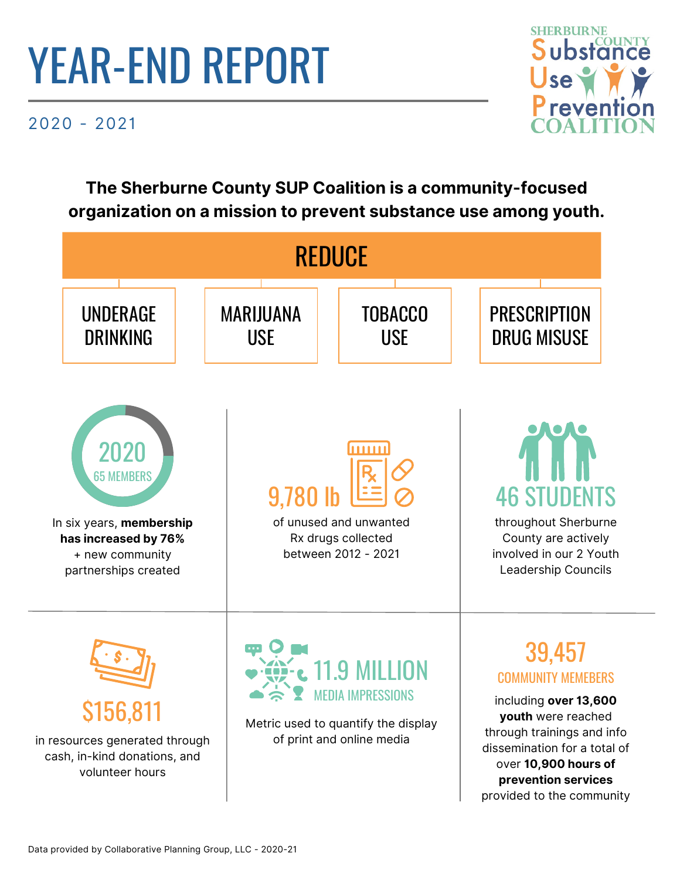# YEAR-END REPORT

2020 - 2021

SHERBURNE COUNTY Substance Use Prevention COALITION

**The Sherburne County SUP Coalition is a community-focused organization on a mission to prevent substance use among youth.**

## REDUCE

- UNDERAGE DRINKING
- MARIJUANA USE
- TOBACCO USE
- PRESCRIPTION DRUG MISUSE

**2020**
65 MEMBERS

In six years, **membership has increased by 76%** + new community partnerships created

**9,780 lb**

of unused and unwanted Rx drugs collected between 2012 - 2021

**46 STUDENTS**

throughout Sherburne County are actively involved in our 2 Youth Leadership Councils

**$156,811**

in resources generated through cash, in-kind donations, and volunteer hours

**11.9 MILLION**
MEDIA IMPRESSIONS

Metric used to quantify the display of print and online media

**39,457**
COMMUNITY MEMEBERS

including **over 13,600 youth** were reached through trainings and info dissemination for a total of over **10,900 hours of prevention services** provided to the community

Data provided by Collaborative Planning Group, LLC - 2020-21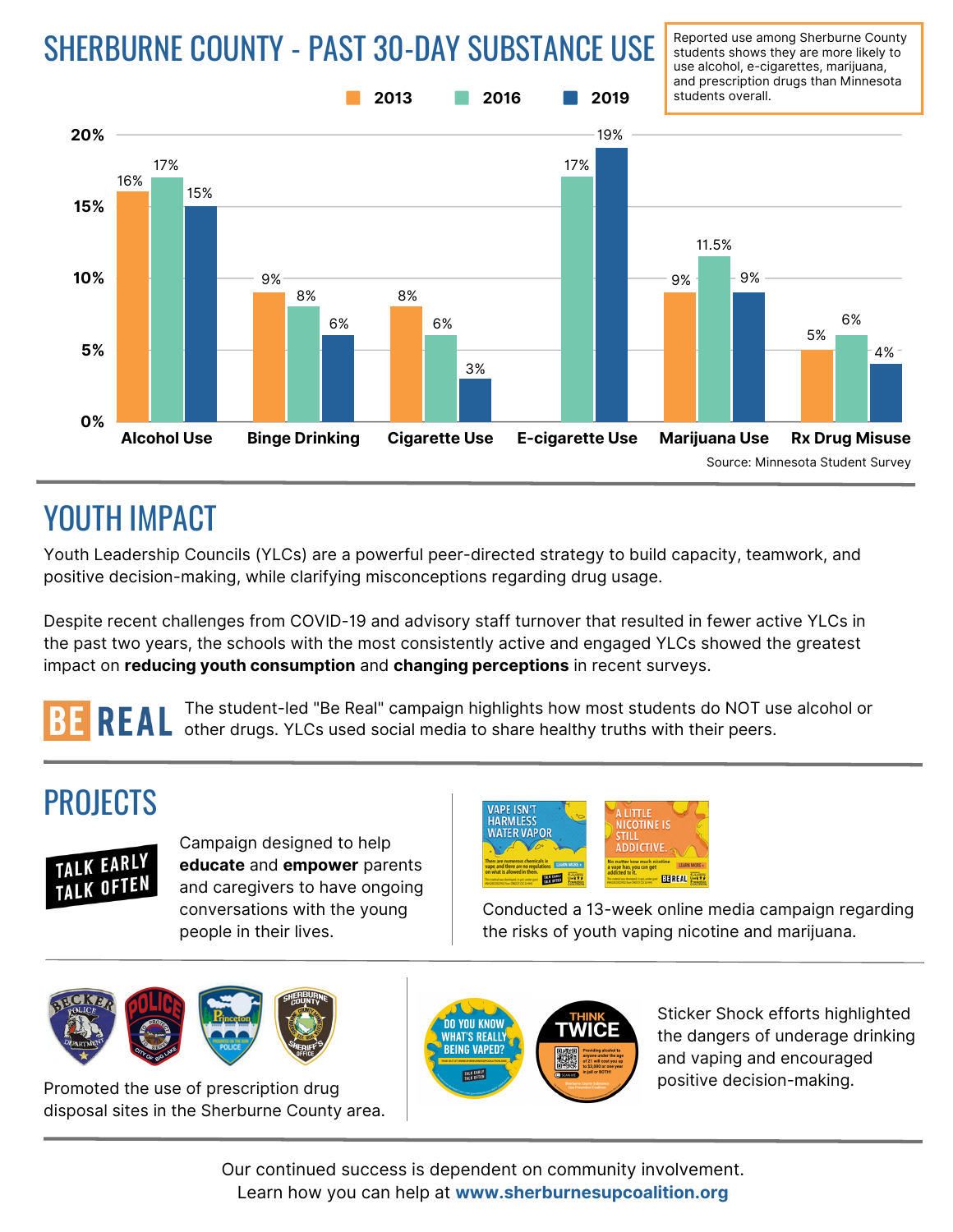# SHERBURNE COUNTY - PAST 30-DAY SUBSTANCE USE

Reported use among Sherburne County students shows they are more likely to use alcohol, e-cigarettes, marijuana, and prescription drugs than Minnesota students overall.

2013 2016 2019

20%
15%
10%
5%
0%

Alcohol Use: 16% 17% 15%
Binge Drinking: 9% 8% 6%
Cigarette Use: 8% 6% 3%
E-cigarette Use: 17% 19%
Marijuana Use: 9% 11.5% 9%
Rx Drug Misuse: 5% 6% 4%

Source: Minnesota Student Survey

## YOUTH IMPACT

Youth Leadership Councils (YLCs) are a powerful peer-directed strategy to build capacity, teamwork, and positive decision-making, while clarifying misconceptions regarding drug usage.

Despite recent challenges from COVID-19 and advisory staff turnover that resulted in fewer active YLCs in the past two years, the schools with the most consistently active and engaged YLCs showed the greatest impact on **reducing youth consumption** and **changing perceptions** in recent surveys.

BE REAL

The student-led "Be Real" campaign highlights how most students do NOT use alcohol or other drugs. YLCs used social media to share healthy truths with their peers.

## PROJECTS

TALK EARLY TALK OFTEN

Campaign designed to help **educate** and **empower** parents and caregivers to have ongoing conversations with the young people in their lives.

Conducted a 13-week online media campaign regarding the risks of youth vaping nicotine and marijuana.

Promoted the use of prescription drug disposal sites in the Sherburne County area.

Sticker Shock efforts highlighted the dangers of underage drinking and vaping and encouraged positive decision-making.

Our continued success is dependent on community involvement.
Learn how you can help at **www.sherburnesupcoalition.org**